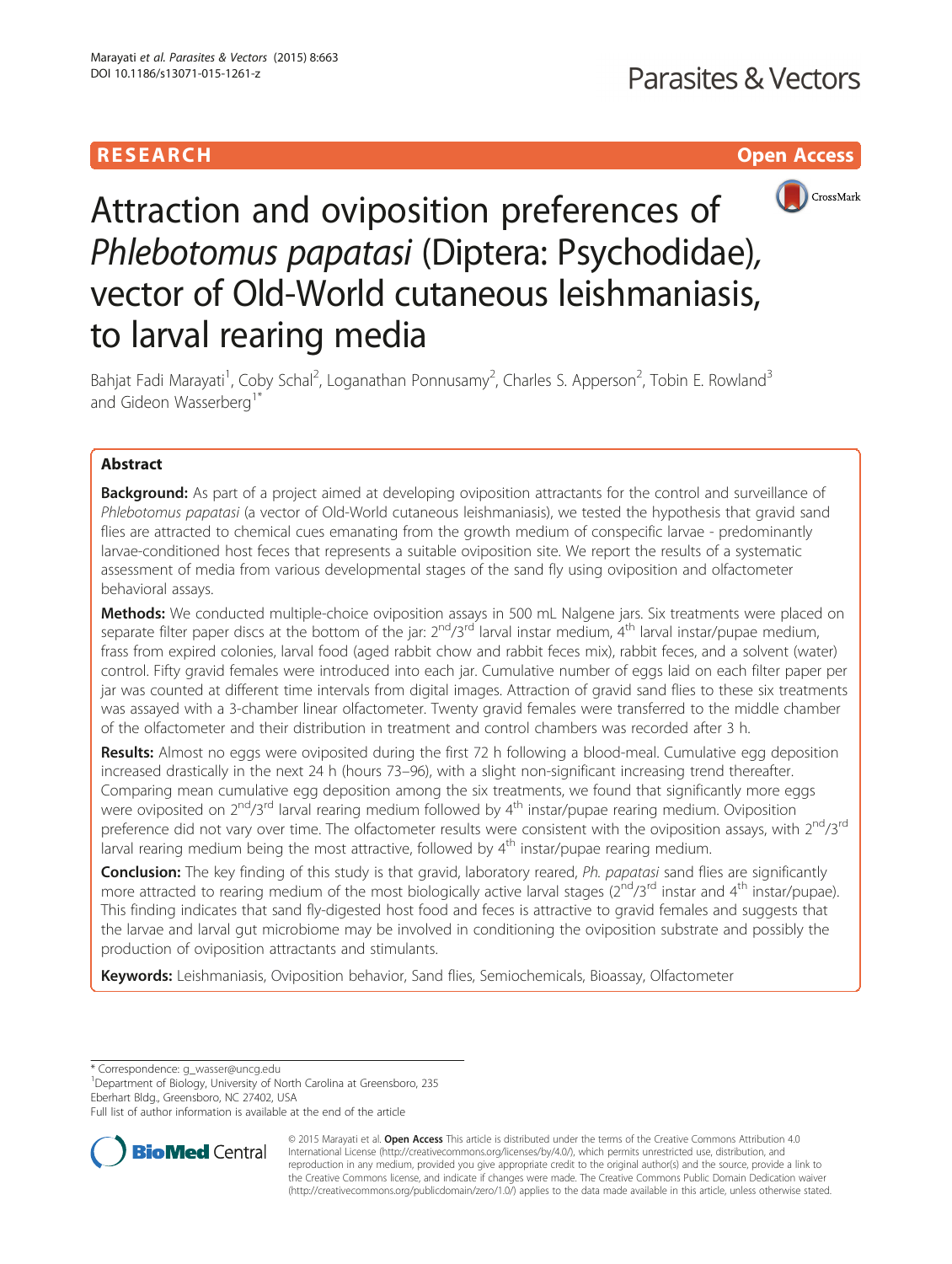RESEARCH Open Access

# Attraction and oviposition preferences of *Phlebotomus papatasi* (Diptera: Psychodidae), vector of Old-World cutaneous leishmaniasis, to larval rearing media

Bahjat Fadi Marayati[1], Coby Schal[2], Loganathan Ponnusamy[2], Charles S. Apperson[2], Tobin E. Rowland[3] and Gideon Wasserberg[1*]

## Abstract

**Background:** As part of a project aimed at developing oviposition attractants for the control and surveillance of *Phlebotomus papatasi* (a vector of Old-World cutaneous leishmaniasis), we tested the hypothesis that gravid sand flies are attracted to chemical cues emanating from the growth medium of conspecific larvae - predominantly larvae-conditioned host feces that represents a suitable oviposition site. We report the results of a systematic assessment of media from various developmental stages of the sand fly using oviposition and olfactometer behavioral assays.

**Methods:** We conducted multiple-choice oviposition assays in 500 mL Nalgene jars. Six treatments were placed on separate filter paper discs at the bottom of the jar: 2nd/3rd larval instar medium, 4th larval instar/pupae medium, frass from expired colonies, larval food (aged rabbit chow and rabbit feces mix), rabbit feces, and a solvent (water) control. Fifty gravid females were introduced into each jar. Cumulative number of eggs laid on each filter paper per jar was counted at different time intervals from digital images. Attraction of gravid sand flies to these six treatments was assayed with a 3-chamber linear olfactometer. Twenty gravid females were transferred to the middle chamber of the olfactometer and their distribution in treatment and control chambers was recorded after 3 h.

**Results:** Almost no eggs were oviposited during the first 72 h following a blood-meal. Cumulative egg deposition increased drastically in the next 24 h (hours 73–96), with a slight non-significant increasing trend thereafter. Comparing mean cumulative egg deposition among the six treatments, we found that significantly more eggs were oviposited on 2nd/3rd larval rearing medium followed by 4th instar/pupae rearing medium. Oviposition preference did not vary over time. The olfactometer results were consistent with the oviposition assays, with 2nd/3rd larval rearing medium being the most attractive, followed by 4th instar/pupae rearing medium.

**Conclusion:** The key finding of this study is that gravid, laboratory reared, *Ph. papatasi* sand flies are significantly more attracted to rearing medium of the most biologically active larval stages (2nd/3rd instar and 4th instar/pupae). This finding indicates that sand fly-digested host food and feces is attractive to gravid females and suggests that the larvae and larval gut microbiome may be involved in conditioning the oviposition substrate and possibly the production of oviposition attractants and stimulants.

**Keywords:** Leishmaniasis, Oviposition behavior, Sand flies, Semiochemicals, Bioassay, Olfactometer

\* Correspondence: g_wasser@uncg.edu
[1]Department of Biology, University of North Carolina at Greensboro, 235 Eberhart Bldg., Greensboro, NC 27402, USA
Full list of author information is available at the end of the article

© 2015 Marayati et al. **Open Access** This article is distributed under the terms of the Creative Commons Attribution 4.0 International License (http://creativecommons.org/licenses/by/4.0/), which permits unrestricted use, distribution, and reproduction in any medium, provided you give appropriate credit to the original author(s) and the source, provide a link to the Creative Commons license, and indicate if changes were made. The Creative Commons Public Domain Dedication waiver (http://creativecommons.org/publicdomain/zero/1.0/) applies to the data made available in this article, unless otherwise stated.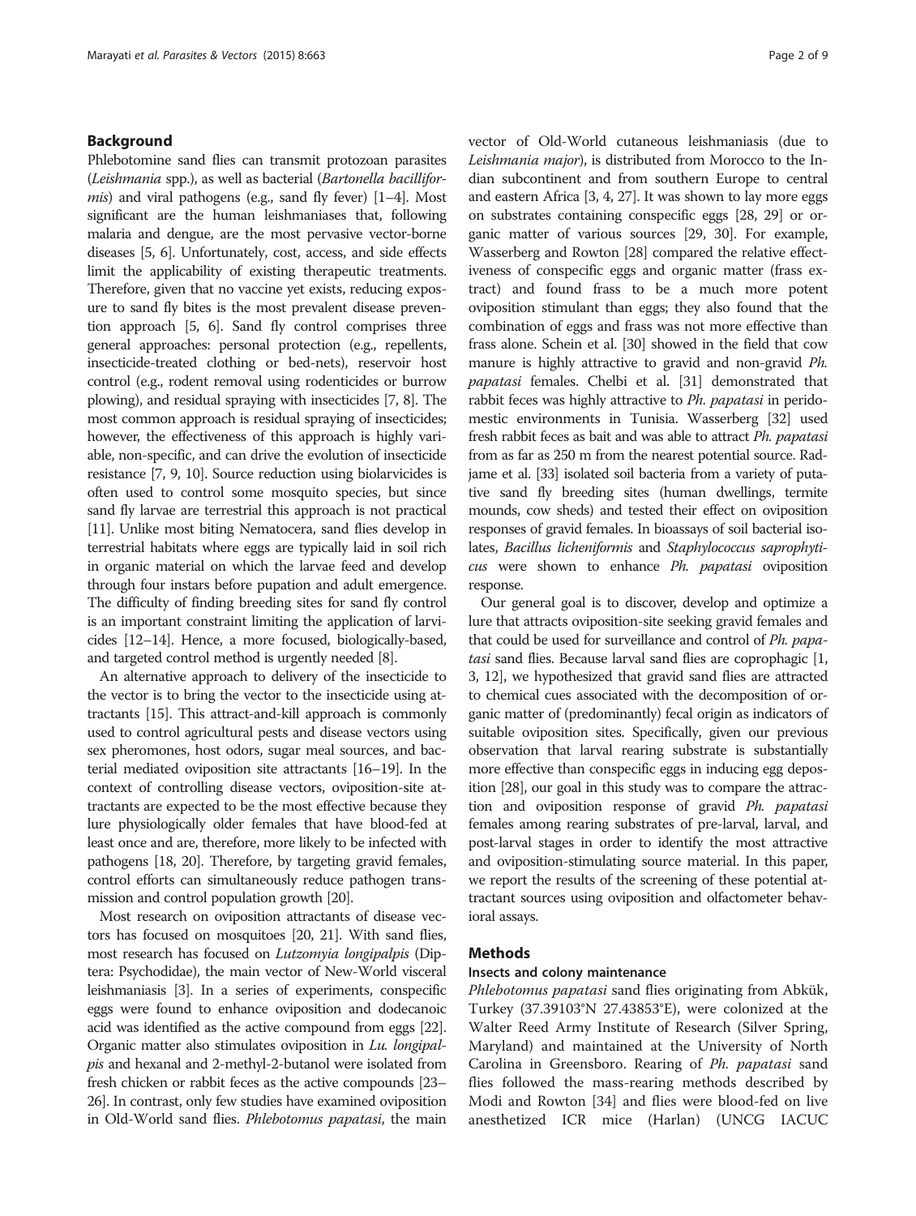## Background

Phlebotomine sand flies can transmit protozoan parasites (*Leishmania* spp.), as well as bacterial (*Bartonella bacilliformis*) and viral pathogens (e.g., sand fly fever) [1–4]. Most significant are the human leishmaniases that, following malaria and dengue, are the most pervasive vector-borne diseases [5, 6]. Unfortunately, cost, access, and side effects limit the applicability of existing therapeutic treatments. Therefore, given that no vaccine yet exists, reducing exposure to sand fly bites is the most prevalent disease prevention approach [5, 6]. Sand fly control comprises three general approaches: personal protection (e.g., repellents, insecticide-treated clothing or bed-nets), reservoir host control (e.g., rodent removal using rodenticides or burrow plowing), and residual spraying with insecticides [7, 8]. The most common approach is residual spraying of insecticides; however, the effectiveness of this approach is highly variable, non-specific, and can drive the evolution of insecticide resistance [7, 9, 10]. Source reduction using biolarvicides is often used to control some mosquito species, but since sand fly larvae are terrestrial this approach is not practical [11]. Unlike most biting Nematocera, sand flies develop in terrestrial habitats where eggs are typically laid in soil rich in organic material on which the larvae feed and develop through four instars before pupation and adult emergence. The difficulty of finding breeding sites for sand fly control is an important constraint limiting the application of larvicides [12–14]. Hence, a more focused, biologically-based, and targeted control method is urgently needed [8].

An alternative approach to delivery of the insecticide to the vector is to bring the vector to the insecticide using attractants [15]. This attract-and-kill approach is commonly used to control agricultural pests and disease vectors using sex pheromones, host odors, sugar meal sources, and bacterial mediated oviposition site attractants [16–19]. In the context of controlling disease vectors, oviposition-site attractants are expected to be the most effective because they lure physiologically older females that have blood-fed at least once and are, therefore, more likely to be infected with pathogens [18, 20]. Therefore, by targeting gravid females, control efforts can simultaneously reduce pathogen transmission and control population growth [20].

Most research on oviposition attractants of disease vectors has focused on mosquitoes [20, 21]. With sand flies, most research has focused on *Lutzomyia longipalpis* (Diptera: Psychodidae), the main vector of New-World visceral leishmaniasis [3]. In a series of experiments, conspecific eggs were found to enhance oviposition and dodecanoic acid was identified as the active compound from eggs [22]. Organic matter also stimulates oviposition in *Lu. longipalpis* and hexanal and 2-methyl-2-butanol were isolated from fresh chicken or rabbit feces as the active compounds [23–26]. In contrast, only few studies have examined oviposition in Old-World sand flies. *Phlebotomus papatasi*, the main vector of Old-World cutaneous leishmaniasis (due to *Leishmania major*), is distributed from Morocco to the Indian subcontinent and from southern Europe to central and eastern Africa [3, 4, 27]. It was shown to lay more eggs on substrates containing conspecific eggs [28, 29] or organic matter of various sources [29, 30]. For example, Wasserberg and Rowton [28] compared the relative effectiveness of conspecific eggs and organic matter (frass extract) and found frass to be a much more potent oviposition stimulant than eggs; they also found that the combination of eggs and frass was not more effective than frass alone. Schein et al. [30] showed in the field that cow manure is highly attractive to gravid and non-gravid *Ph. papatasi* females. Chelbi et al. [31] demonstrated that rabbit feces was highly attractive to *Ph. papatasi* in peridomestic environments in Tunisia. Wasserberg [32] used fresh rabbit feces as bait and was able to attract *Ph. papatasi* from as far as 250 m from the nearest potential source. Radjame et al. [33] isolated soil bacteria from a variety of putative sand fly breeding sites (human dwellings, termite mounds, cow sheds) and tested their effect on oviposition responses of gravid females. In bioassays of soil bacterial isolates, *Bacillus licheniformis* and *Staphylococcus saprophyticus* were shown to enhance *Ph. papatasi* oviposition response.

Our general goal is to discover, develop and optimize a lure that attracts oviposition-site seeking gravid females and that could be used for surveillance and control of *Ph. papatasi* sand flies. Because larval sand flies are coprophagic [1, 3, 12], we hypothesized that gravid sand flies are attracted to chemical cues associated with the decomposition of organic matter of (predominantly) fecal origin as indicators of suitable oviposition sites. Specifically, given our previous observation that larval rearing substrate is substantially more effective than conspecific eggs in inducing egg deposition [28], our goal in this study was to compare the attraction and oviposition response of gravid *Ph. papatasi* females among rearing substrates of pre-larval, larval, and post-larval stages in order to identify the most attractive and oviposition-stimulating source material. In this paper, we report the results of the screening of these potential attractant sources using oviposition and olfactometer behavioral assays.

## Methods

### Insects and colony maintenance

*Phlebotomus papatasi* sand flies originating from Abkük, Turkey (37.39103°N 27.43853°E), were colonized at the Walter Reed Army Institute of Research (Silver Spring, Maryland) and maintained at the University of North Carolina in Greensboro. Rearing of *Ph. papatasi* sand flies followed the mass-rearing methods described by Modi and Rowton [34] and flies were blood-fed on live anesthetized ICR mice (Harlan) (UNCG IACUC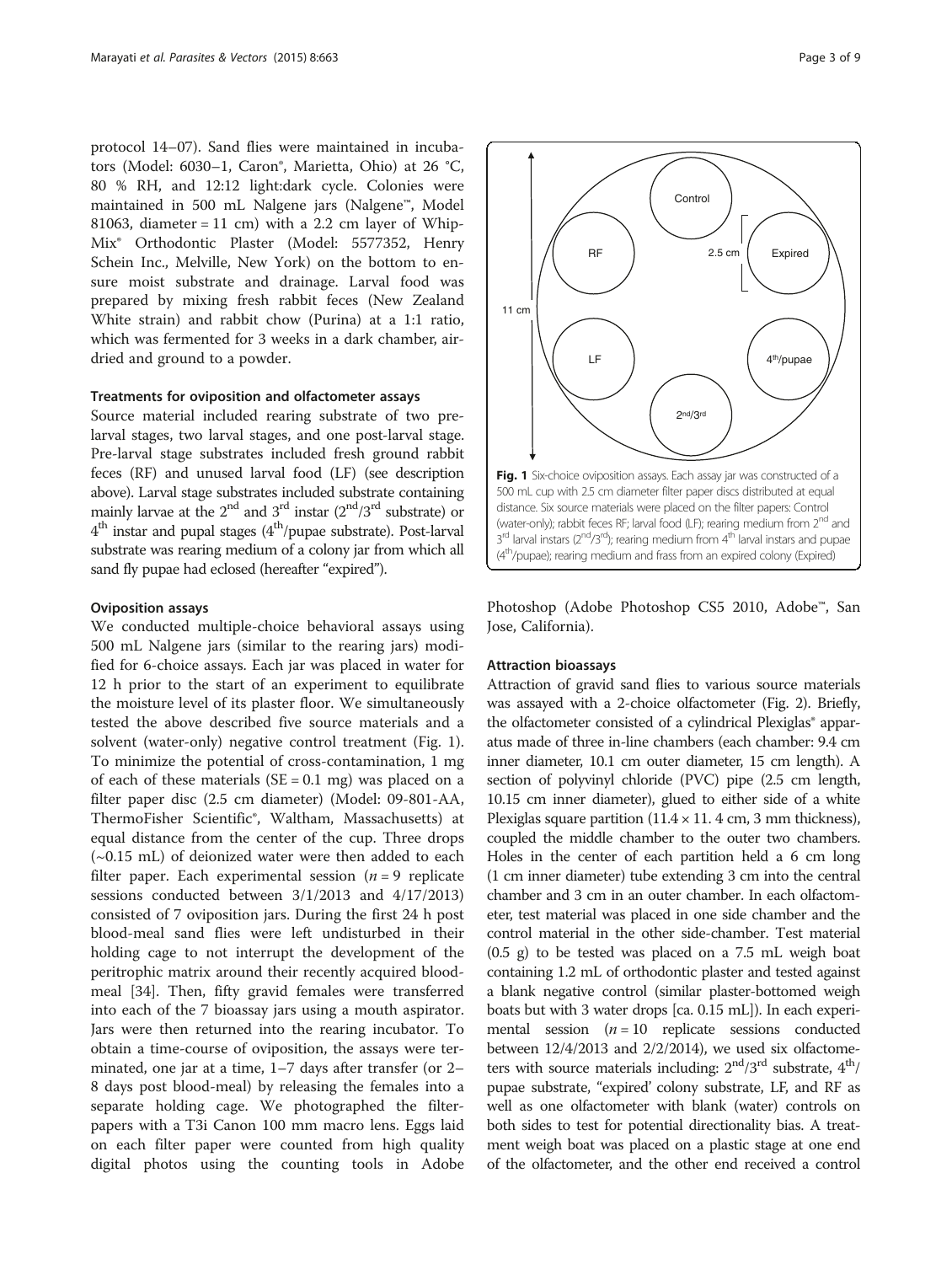protocol 14–07). Sand flies were maintained in incubators (Model: 6030–1, Caron®, Marietta, Ohio) at 26 °C, 80 % RH, and 12:12 light:dark cycle. Colonies were maintained in 500 mL Nalgene jars (Nalgene™, Model 81063, diameter = 11 cm) with a 2.2 cm layer of Whip-Mix® Orthodontic Plaster (Model: 5577352, Henry Schein Inc., Melville, New York) on the bottom to ensure moist substrate and drainage. Larval food was prepared by mixing fresh rabbit feces (New Zealand White strain) and rabbit chow (Purina) at a 1:1 ratio, which was fermented for 3 weeks in a dark chamber, air-dried and ground to a powder.

### Treatments for oviposition and olfactometer assays

Source material included rearing substrate of two pre-larval stages, two larval stages, and one post-larval stage. Pre-larval stage substrates included fresh ground rabbit feces (RF) and unused larval food (LF) (see description above). Larval stage substrates included substrate containing mainly larvae at the 2nd and 3rd instar (2nd/3rd substrate) or 4th instar and pupal stages (4th/pupae substrate). Post-larval substrate was rearing medium of a colony jar from which all sand fly pupae had eclosed (hereafter "expired").

### Oviposition assays

We conducted multiple-choice behavioral assays using 500 mL Nalgene jars (similar to the rearing jars) modified for 6-choice assays. Each jar was placed in water for 12 h prior to the start of an experiment to equilibrate the moisture level of its plaster floor. We simultaneously tested the above described five source materials and a solvent (water-only) negative control treatment (Fig. 1). To minimize the potential of cross-contamination, 1 mg of each of these materials (SE = 0.1 mg) was placed on a filter paper disc (2.5 cm diameter) (Model: 09-801-AA, ThermoFisher Scientific®, Waltham, Massachusetts) at equal distance from the center of the cup. Three drops (~0.15 mL) of deionized water were then added to each filter paper. Each experimental session ($n = 9$ replicate sessions conducted between 3/1/2013 and 4/17/2013) consisted of 7 oviposition jars. During the first 24 h post blood-meal sand flies were left undisturbed in their holding cage to not interrupt the development of the peritrophic matrix around their recently acquired blood-meal [34]. Then, fifty gravid females were transferred into each of the 7 bioassay jars using a mouth aspirator. Jars were then returned into the rearing incubator. To obtain a time-course of oviposition, the assays were terminated, one jar at a time, 1–7 days after transfer (or 2–8 days post blood-meal) by releasing the females into a separate holding cage. We photographed the filter-papers with a T3i Canon 100 mm macro lens. Eggs laid on each filter paper were counted from high quality digital photos using the counting tools in Adobe Photoshop (Adobe Photoshop CS5 2010, Adobe™, San Jose, California).

**Fig. 1** Six-choice oviposition assays. Each assay jar was constructed of a 500 mL cup with 2.5 cm diameter filter paper discs distributed at equal distance. Six source materials were placed on the filter papers: Control (water-only); rabbit feces RF; larval food (LF); rearing medium from 2nd and 3rd larval instars (2nd/3rd); rearing medium from 4th larval instars and pupae (4th/pupae); rearing medium and frass from an expired colony (Expired)

### Attraction bioassays

Attraction of gravid sand flies to various source materials was assayed with a 2-choice olfactometer (Fig. 2). Briefly, the olfactometer consisted of a cylindrical Plexiglas® apparatus made of three in-line chambers (each chamber: 9.4 cm inner diameter, 10.1 cm outer diameter, 15 cm length). A section of polyvinyl chloride (PVC) pipe (2.5 cm length, 10.15 cm inner diameter), glued to either side of a white Plexiglas square partition (11.4 × 11. 4 cm, 3 mm thickness), coupled the middle chamber to the outer two chambers. Holes in the center of each partition held a 6 cm long (1 cm inner diameter) tube extending 3 cm into the central chamber and 3 cm in an outer chamber. In each olfactometer, test material was placed in one side chamber and the control material in the other side-chamber. Test material (0.5 g) to be tested was placed on a 7.5 mL weigh boat containing 1.2 mL of orthodontic plaster and tested against a blank negative control (similar plaster-bottomed weigh boats but with 3 water drops [ca. 0.15 mL]). In each experimental session ($n = 10$ replicate sessions conducted between 12/4/2013 and 2/2/2014), we used six olfactometers with source materials including: 2nd/3rd substrate, 4th/pupae substrate, "expired' colony substrate, LF, and RF as well as one olfactometer with blank (water) controls on both sides to test for potential directionality bias. A treatment weigh boat was placed on a plastic stage at one end of the olfactometer, and the other end received a control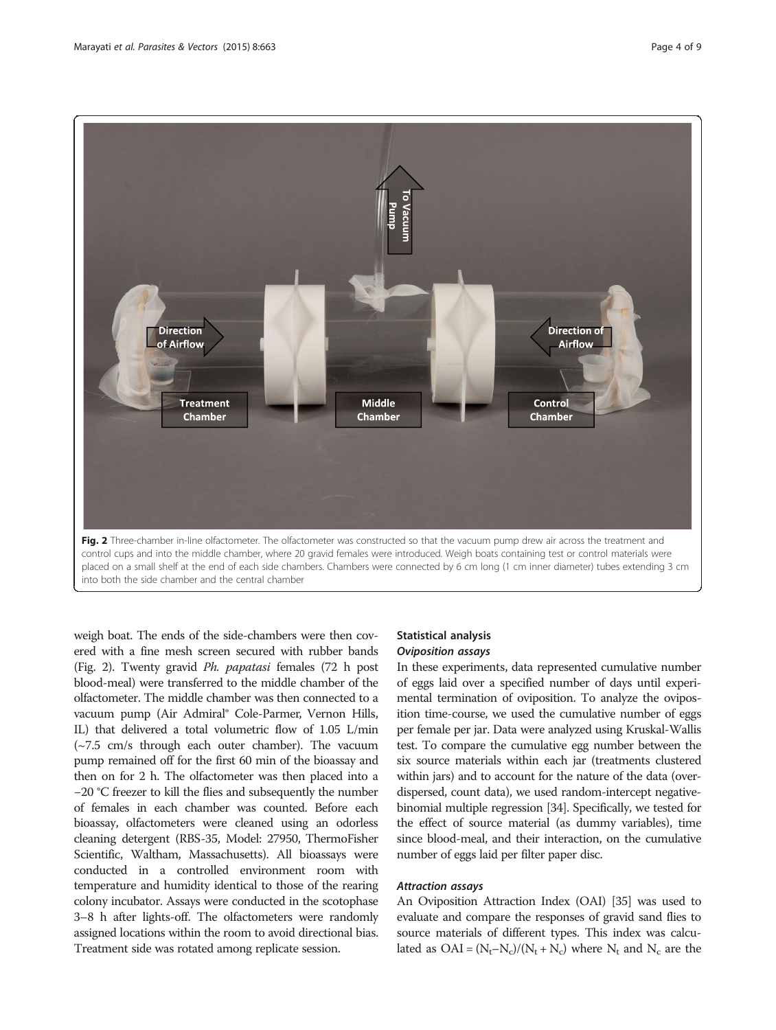Fig. 2 Three-chamber in-line olfactometer. The olfactometer was constructed so that the vacuum pump drew air across the treatment and control cups and into the middle chamber, where 20 gravid females were introduced. Weigh boats containing test or control materials were placed on a small shelf at the end of each side chambers. Chambers were connected by 6 cm long (1 cm inner diameter) tubes extending 3 cm into both the side chamber and the central chamber

weigh boat. The ends of the side-chambers were then covered with a fine mesh screen secured with rubber bands (Fig. 2). Twenty gravid *Ph. papatasi* females (72 h post blood-meal) were transferred to the middle chamber of the olfactometer. The middle chamber was then connected to a vacuum pump (Air Admiral® Cole-Parmer, Vernon Hills, IL) that delivered a total volumetric flow of 1.05 L/min (~7.5 cm/s through each outer chamber). The vacuum pump remained off for the first 60 min of the bioassay and then on for 2 h. The olfactometer was then placed into a −20 °C freezer to kill the flies and subsequently the number of females in each chamber was counted. Before each bioassay, olfactometers were cleaned using an odorless cleaning detergent (RBS-35, Model: 27950, ThermoFisher Scientific, Waltham, Massachusetts). All bioassays were conducted in a controlled environment room with temperature and humidity identical to those of the rearing colony incubator. Assays were conducted in the scotophase 3–8 h after lights-off. The olfactometers were randomly assigned locations within the room to avoid directional bias. Treatment side was rotated among replicate session.

## Statistical analysis

### *Oviposition assays*

In these experiments, data represented cumulative number of eggs laid over a specified number of days until experimental termination of oviposition. To analyze the oviposition time-course, we used the cumulative number of eggs per female per jar. Data were analyzed using Kruskal-Wallis test. To compare the cumulative egg number between the six source materials within each jar (treatments clustered within jars) and to account for the nature of the data (over-dispersed, count data), we used random-intercept negative-binomial multiple regression [34]. Specifically, we tested for the effect of source material (as dummy variables), time since blood-meal, and their interaction, on the cumulative number of eggs laid per filter paper disc.

### *Attraction assays*

An Oviposition Attraction Index (OAI) [35] was used to evaluate and compare the responses of gravid sand flies to source materials of different types. This index was calculated as $OAI = (N_t - N_c)/(N_t + N_c)$ where $N_t$ and $N_c$ are the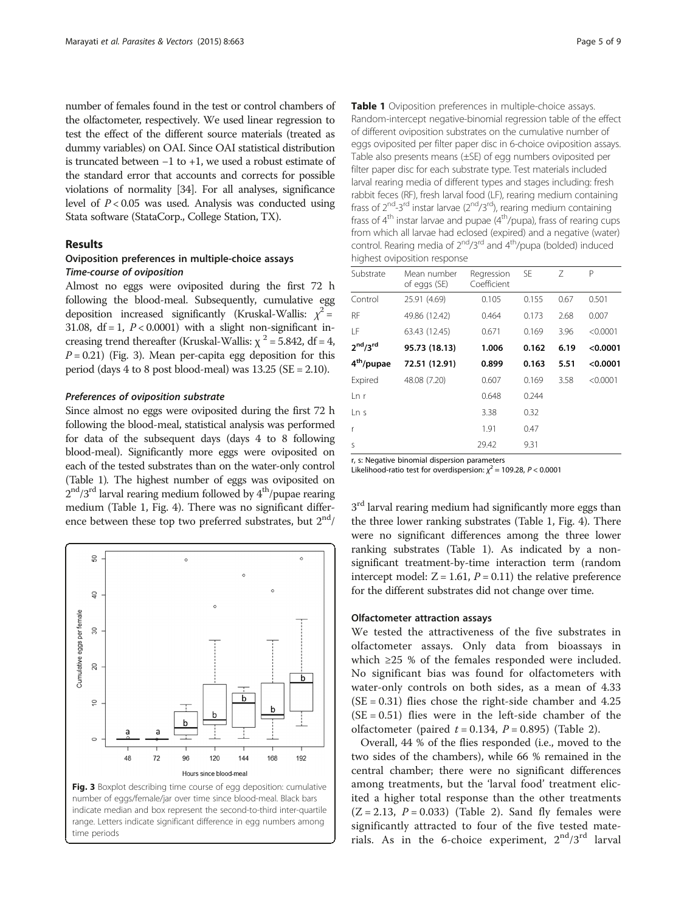number of females found in the test or control chambers of the olfactometer, respectively. We used linear regression to test the effect of the different source materials (treated as dummy variables) on OAI. Since OAI statistical distribution is truncated between −1 to +1, we used a robust estimate of the standard error that accounts and corrects for possible violations of normality [34]. For all analyses, significance level of $P < 0.05$ was used. Analysis was conducted using Stata software (StataCorp., College Station, TX).

## Results

### Oviposition preferences in multiple-choice assays

#### *Time-course of oviposition*

Almost no eggs were oviposited during the first 72 h following the blood-meal. Subsequently, cumulative egg deposition increased significantly (Kruskal-Wallis: $\chi^2 = 31.08$, df = 1, $P < 0.0001$) with a slight non-significant increasing trend thereafter (Kruskal-Wallis: $\chi^2 = 5.842$, df = 4, $P = 0.21$) (Fig. 3). Mean per-capita egg deposition for this period (days 4 to 8 post blood-meal) was 13.25 (SE = 2.10).

#### *Preferences of oviposition substrate*

Since almost no eggs were oviposited during the first 72 h following the blood-meal, statistical analysis was performed for data of the subsequent days (days 4 to 8 following blood-meal). Significantly more eggs were oviposited on each of the tested substrates than on the water-only control (Table 1). The highest number of eggs was oviposited on $2^{nd}/3^{rd}$ larval rearing medium followed by $4^{th}$/pupae rearing medium (Table 1, Fig. 4). There was no significant difference between these top two preferred substrates, but $2^{nd}/3^{rd}$ larval rearing medium had significantly more eggs than the three lower ranking substrates (Table 1, Fig. 4). There were no significant differences among the three lower ranking substrates (Table 1). As indicated by a non-significant treatment-by-time interaction term (random intercept model: Z = 1.61, $P = 0.11$) the relative preference for the different substrates did not change over time.

Fig. 3 Boxplot describing time course of egg deposition: cumulative number of eggs/female/jar over time since blood-meal. Black bars indicate median and box represent the second-to-third inter-quartile range. Letters indicate significant difference in egg numbers among time periods

**Table 1** Oviposition preferences in multiple-choice assays. Random-intercept negative-binomial regression table of the effect of different oviposition substrates on the cumulative number of eggs oviposited per filter paper disc in 6-choice oviposition assays. Table also presents means (±SE) of egg numbers oviposited per filter paper disc for each substrate type. Test materials included larval rearing media of different types and stages including: fresh rabbit feces (RF), fresh larval food (LF), rearing medium containing frass of $2^{nd}$-$3^{rd}$ instar larvae ($2^{nd}/3^{rd}$), rearing medium containing frass of $4^{th}$ instar larvae and pupae ($4^{th}$/pupa), frass of rearing cups from which all larvae had eclosed (expired) and a negative (water) control. Rearing media of $2^{nd}/3^{rd}$ and $4^{th}$/pupa (bolded) induced highest oviposition response

| Substrate | Mean number of eggs (SE) | Regression Coefficient | SE | Z | P |
|---|---|---|---|---|---|
| Control | 25.91 (4.69) | 0.105 | 0.155 | 0.67 | 0.501 |
| RF | 49.86 (12.42) | 0.464 | 0.173 | 2.68 | 0.007 |
| LF | 63.43 (12.45) | 0.671 | 0.169 | 3.96 | <0.0001 |
| **$2^{nd}/3^{rd}$** | **95.73 (18.13)** | **1.006** | **0.162** | **6.19** | **<0.0001** |
| **$4^{th}$/pupae** | **72.51 (12.91)** | **0.899** | **0.163** | **5.51** | **<0.0001** |
| Expired | 48.08 (7.20) | 0.607 | 0.169 | 3.58 | <0.0001 |
| Ln r | | 0.648 | 0.244 | | |
| Ln s | | 3.38 | 0.32 | | |
| r | | 1.91 | 0.47 | | |
| s | | 29.42 | 9.31 | | |

r, s: Negative binomial dispersion parameters
Likelihood-ratio test for overdispersion: $\chi^2 = 109.28$, $P < 0.0001$

### Olfactometer attraction assays

We tested the attractiveness of the five substrates in olfactometer assays. Only data from bioassays in which ≥25 % of the females responded were included. No significant bias was found for olfactometers with water-only controls on both sides, as a mean of 4.33 (SE = 0.31) flies chose the right-side chamber and 4.25 (SE = 0.51) flies were in the left-side chamber of the olfactometer (paired $t = 0.134$, $P = 0.895$) (Table 2).

Overall, 44 % of the flies responded (i.e., moved to the two sides of the chambers), while 66 % remained in the central chamber; there were no significant differences among treatments, but the 'larval food' treatment elicited a higher total response than the other treatments (Z = 2.13, $P = 0.033$) (Table 2). Sand fly females were significantly attracted to four of the five tested materials. As in the 6-choice experiment, $2^{nd}/3^{rd}$ larval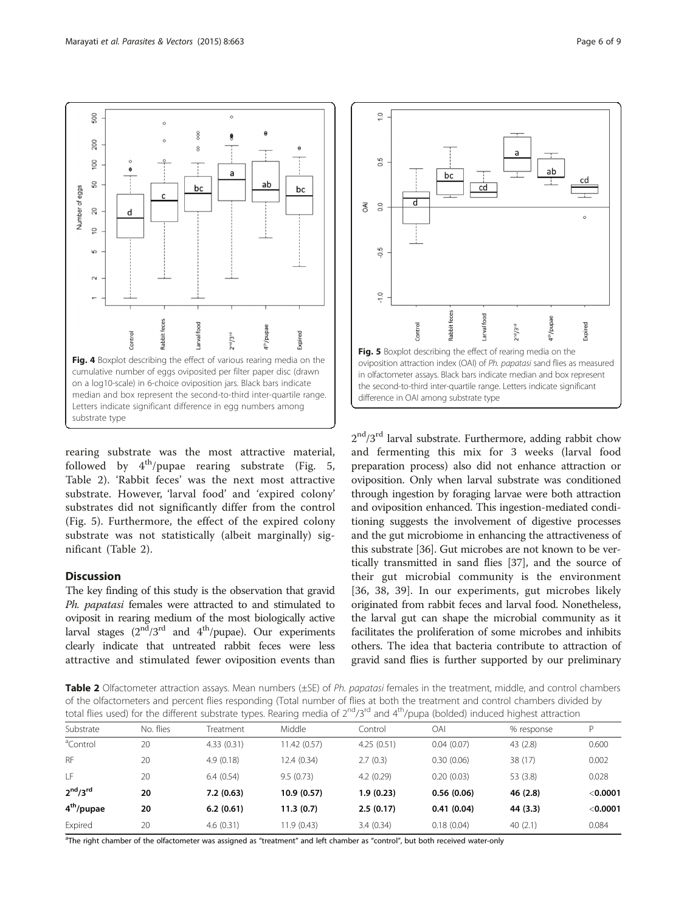Fig. 4 Boxplot describing the effect of various rearing media on the cumulative number of eggs oviposited per filter paper disc (drawn on a log10-scale) in 6-choice oviposition jars. Black bars indicate median and box represent the second-to-third inter-quartile range. Letters indicate significant difference in egg numbers among substrate type

Fig. 5 Boxplot describing the effect of rearing media on the oviposition attraction index (OAI) of *Ph. papatasi* sand flies as measured in olfactometer assays. Black bars indicate median and box represent the second-to-third inter-quartile range. Letters indicate significant difference in OAI among substrate type

rearing substrate was the most attractive material, followed by 4th/pupae rearing substrate (Fig. 5, Table 2). 'Rabbit feces' was the next most attractive substrate. However, 'larval food' and 'expired colony' substrates did not significantly differ from the control (Fig. 5). Furthermore, the effect of the expired colony substrate was not statistically (albeit marginally) significant (Table 2).

## Discussion

The key finding of this study is the observation that gravid *Ph. papatasi* females were attracted to and stimulated to oviposit in rearing medium of the most biologically active larval stages (2nd/3rd and 4th/pupae). Our experiments clearly indicate that untreated rabbit feces were less attractive and stimulated fewer oviposition events than 2nd/3rd larval substrate. Furthermore, adding rabbit chow and fermenting this mix for 3 weeks (larval food preparation process) also did not enhance attraction or oviposition. Only when larval substrate was conditioned through ingestion by foraging larvae were both attraction and oviposition enhanced. This ingestion-mediated conditioning suggests the involvement of digestive processes and the gut microbiome in enhancing the attractiveness of this substrate [36]. Gut microbes are not known to be vertically transmitted in sand flies [37], and the source of their gut microbial community is the environment [36, 38, 39]. In our experiments, gut microbes likely originated from rabbit feces and larval food. Nonetheless, the larval gut can shape the microbial community as it facilitates the proliferation of some microbes and inhibits others. The idea that bacteria contribute to attraction of gravid sand flies is further supported by our preliminary

**Table 2** Olfactometer attraction assays. Mean numbers (±SE) of *Ph. papatasi* females in the treatment, middle, and control chambers of the olfactometers and percent flies responding (Total number of flies at both the treatment and control chambers divided by total flies used) for the different substrate types. Rearing media of 2nd/3rd and 4th/pupa (bolded) induced highest attraction

| Substrate | No. flies | Treatment | Middle | Control | OAI | % response | P |
|---|---|---|---|---|---|---|---|
| [a]Control | 20 | 4.33 (0.31) | 11.42 (0.57) | 4.25 (0.51) | 0.04 (0.07) | 43 (2.8) | 0.600 |
| RF | 20 | 4.9 (0.18) | 12.4 (0.34) | 2.7 (0.3) | 0.30 (0.06) | 38 (17) | 0.002 |
| LF | 20 | 6.4 (0.54) | 9.5 (0.73) | 4.2 (0.29) | 0.20 (0.03) | 53 (3.8) | 0.028 |
| **2nd/3rd** | **20** | **7.2 (0.63)** | **10.9 (0.57)** | **1.9 (0.23)** | **0.56 (0.06)** | **46 (2.8)** | **<0.0001** |
| **4th/pupae** | **20** | **6.2 (0.61)** | **11.3 (0.7)** | **2.5 (0.17)** | **0.41 (0.04)** | **44 (3.3)** | **<0.0001** |
| Expired | 20 | 4.6 (0.31) | 11.9 (0.43) | 3.4 (0.34) | 0.18 (0.04) | 40 (2.1) | 0.084 |

[a]The right chamber of the olfactometer was assigned as "treatment" and left chamber as "control", but both received water-only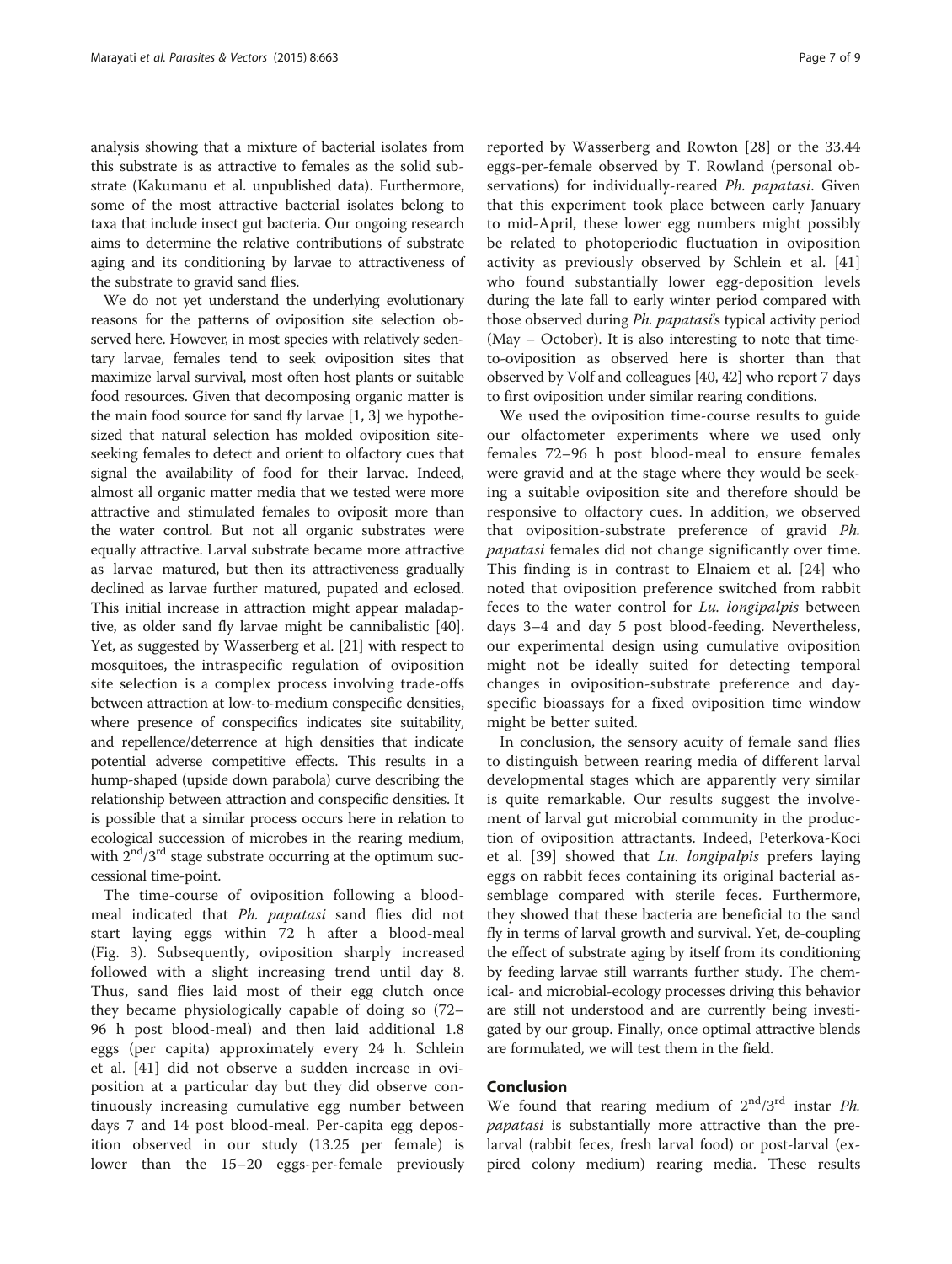analysis showing that a mixture of bacterial isolates from this substrate is as attractive to females as the solid substrate (Kakumanu et al. unpublished data). Furthermore, some of the most attractive bacterial isolates belong to taxa that include insect gut bacteria. Our ongoing research aims to determine the relative contributions of substrate aging and its conditioning by larvae to attractiveness of the substrate to gravid sand flies.

We do not yet understand the underlying evolutionary reasons for the patterns of oviposition site selection observed here. However, in most species with relatively sedentary larvae, females tend to seek oviposition sites that maximize larval survival, most often host plants or suitable food resources. Given that decomposing organic matter is the main food source for sand fly larvae [1, 3] we hypothesized that natural selection has molded oviposition site-seeking females to detect and orient to olfactory cues that signal the availability of food for their larvae. Indeed, almost all organic matter media that we tested were more attractive and stimulated females to oviposit more than the water control. But not all organic substrates were equally attractive. Larval substrate became more attractive as larvae matured, but then its attractiveness gradually declined as larvae further matured, pupated and eclosed. This initial increase in attraction might appear maladaptive, as older sand fly larvae might be cannibalistic [40]. Yet, as suggested by Wasserberg et al. [21] with respect to mosquitoes, the intraspecific regulation of oviposition site selection is a complex process involving trade-offs between attraction at low-to-medium conspecific densities, where presence of conspecifics indicates site suitability, and repellence/deterrence at high densities that indicate potential adverse competitive effects. This results in a hump-shaped (upside down parabola) curve describing the relationship between attraction and conspecific densities. It is possible that a similar process occurs here in relation to ecological succession of microbes in the rearing medium, with 2nd/3rd stage substrate occurring at the optimum successional time-point.

The time-course of oviposition following a blood-meal indicated that *Ph. papatasi* sand flies did not start laying eggs within 72 h after a blood-meal (Fig. 3). Subsequently, oviposition sharply increased followed with a slight increasing trend until day 8. Thus, sand flies laid most of their egg clutch once they became physiologically capable of doing so (72–96 h post blood-meal) and then laid additional 1.8 eggs (per capita) approximately every 24 h. Schlein et al. [41] did not observe a sudden increase in oviposition at a particular day but they did observe continuously increasing cumulative egg number between days 7 and 14 post blood-meal. Per-capita egg deposition observed in our study (13.25 per female) is lower than the 15–20 eggs-per-female previously reported by Wasserberg and Rowton [28] or the 33.44 eggs-per-female observed by T. Rowland (personal observations) for individually-reared *Ph. papatasi*. Given that this experiment took place between early January to mid-April, these lower egg numbers might possibly be related to photoperiodic fluctuation in oviposition activity as previously observed by Schlein et al. [41] who found substantially lower egg-deposition levels during the late fall to early winter period compared with those observed during *Ph. papatasi*'s typical activity period (May – October). It is also interesting to note that time-to-oviposition as observed here is shorter than that observed by Volf and colleagues [40, 42] who report 7 days to first oviposition under similar rearing conditions.

We used the oviposition time-course results to guide our olfactometer experiments where we used only females 72–96 h post blood-meal to ensure females were gravid and at the stage where they would be seeking a suitable oviposition site and therefore should be responsive to olfactory cues. In addition, we observed that oviposition-substrate preference of gravid *Ph. papatasi* females did not change significantly over time. This finding is in contrast to Elnaiem et al. [24] who noted that oviposition preference switched from rabbit feces to the water control for *Lu. longipalpis* between days 3–4 and day 5 post blood-feeding. Nevertheless, our experimental design using cumulative oviposition might not be ideally suited for detecting temporal changes in oviposition-substrate preference and day-specific bioassays for a fixed oviposition time window might be better suited.

In conclusion, the sensory acuity of female sand flies to distinguish between rearing media of different larval developmental stages which are apparently very similar is quite remarkable. Our results suggest the involvement of larval gut microbial community in the production of oviposition attractants. Indeed, Peterkova-Koci et al. [39] showed that *Lu. longipalpis* prefers laying eggs on rabbit feces containing its original bacterial assemblage compared with sterile feces. Furthermore, they showed that these bacteria are beneficial to the sand fly in terms of larval growth and survival. Yet, de-coupling the effect of substrate aging by itself from its conditioning by feeding larvae still warrants further study. The chemical- and microbial-ecology processes driving this behavior are still not understood and are currently being investigated by our group. Finally, once optimal attractive blends are formulated, we will test them in the field.

## Conclusion

We found that rearing medium of 2nd/3rd instar *Ph. papatasi* is substantially more attractive than the pre-larval (rabbit feces, fresh larval food) or post-larval (expired colony medium) rearing media. These results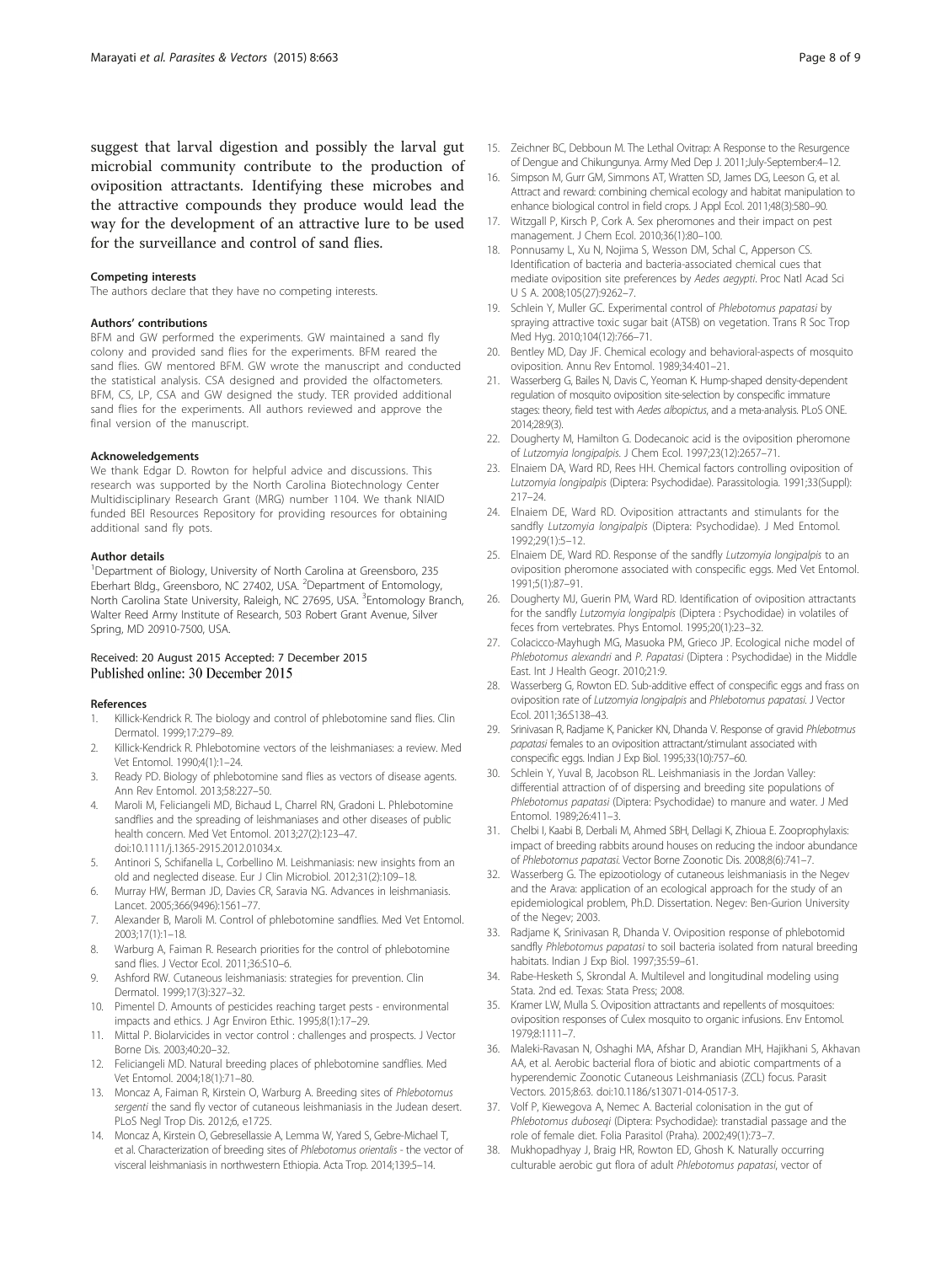suggest that larval digestion and possibly the larval gut microbial community contribute to the production of oviposition attractants. Identifying these microbes and the attractive compounds they produce would lead the way for the development of an attractive lure to be used for the surveillance and control of sand flies.

#### Competing interests
The authors declare that they have no competing interests.

#### Authors' contributions
BFM and GW performed the experiments. GW maintained a sand fly colony and provided sand flies for the experiments. BFM reared the sand flies. GW mentored BFM. GW wrote the manuscript and conducted the statistical analysis. CSA designed and provided the olfactometers. BFM, CS, LP, CSA and GW designed the study. TER provided additional sand flies for the experiments. All authors reviewed and approve the final version of the manuscript.

#### Acknoweledgements
We thank Edgar D. Rowton for helpful advice and discussions. This research was supported by the North Carolina Biotechnology Center Multidisciplinary Research Grant (MRG) number 1104. We thank NIAID funded BEI Resources Repository for providing resources for obtaining additional sand fly pots.

#### Author details
[1]Department of Biology, University of North Carolina at Greensboro, 235 Eberhart Bldg., Greensboro, NC 27402, USA. [2]Department of Entomology, North Carolina State University, Raleigh, NC 27695, USA. [3]Entomology Branch, Walter Reed Army Institute of Research, 503 Robert Grant Avenue, Silver Spring, MD 20910-7500, USA.

Received: 20 August 2015 Accepted: 7 December 2015
Published online: 30 December 2015

#### References
1. Killick-Kendrick R. The biology and control of phlebotomine sand flies. Clin Dermatol. 1999;17:279–89.
2. Killick-Kendrick R. Phlebotomine vectors of the leishmaniases: a review. Med Vet Entomol. 1990;4(1):1–24.
3. Ready PD. Biology of phlebotomine sand flies as vectors of disease agents. Ann Rev Entomol. 2013;58:227–50.
4. Maroli M, Feliciangeli MD, Bichaud L, Charrel RN, Gradoni L. Phlebotomine sandflies and the spreading of leishmaniases and other diseases of public health concern. Med Vet Entomol. 2013;27(2):123–47. doi:10.1111/j.1365-2915.2012.01034.x.
5. Antinori S, Schifanella L, Corbellino M. Leishmaniasis: new insights from an old and neglected disease. Eur J Clin Microbiol. 2012;31(2):109–18.
6. Murray HW, Berman JD, Davies CR, Saravia NG. Advances in leishmaniasis. Lancet. 2005;366(9496):1561–77.
7. Alexander B, Maroli M. Control of phlebotomine sandflies. Med Vet Entomol. 2003;17(1):1–18.
8. Warburg A, Faiman R. Research priorities for the control of phlebotomine sand flies. J Vector Ecol. 2011;36:S10–6.
9. Ashford RW. Cutaneous leishmaniasis: strategies for prevention. Clin Dermatol. 1999;17(3):327–32.
10. Pimentel D. Amounts of pesticides reaching target pests - environmental impacts and ethics. J Agr Environ Ethic. 1995;8(1):17–29.
11. Mittal P. Biolarvicides in vector control : challenges and prospects. J Vector Borne Dis. 2003;40:20–32.
12. Feliciangeli MD. Natural breeding places of phlebotomine sandflies. Med Vet Entomol. 2004;18(1):71–80.
13. Moncaz A, Faiman R, Kirstein O, Warburg A. Breeding sites of *Phlebotomus sergenti* the sand fly vector of cutaneous leishmaniasis in the Judean desert. PLoS Negl Trop Dis. 2012;6, e1725.
14. Moncaz A, Kirstein O, Gebresellassie A, Lemma W, Yared S, Gebre-Michael T, et al. Characterization of breeding sites of *Phlebotomus orientalis* - the vector of visceral leishmaniasis in northwestern Ethiopia. Acta Trop. 2014;139:5–14.
15. Zeichner BC, Debboun M. The Lethal Ovitrap: A Response to the Resurgence of Dengue and Chikungunya. Army Med Dep J. 2011;July-September:4–12.
16. Simpson M, Gurr GM, Simmons AT, Wratten SD, James DG, Leeson G, et al. Attract and reward: combining chemical ecology and habitat manipulation to enhance biological control in field crops. J Appl Ecol. 2011;48(3):580–90.
17. Witzgall P, Kirsch P, Cork A. Sex pheromones and their impact on pest management. J Chem Ecol. 2010;36(1):80–100.
18. Ponnusamy L, Xu N, Nojima S, Wesson DM, Schal C, Apperson CS. Identification of bacteria and bacteria-associated chemical cues that mediate oviposition site preferences by *Aedes aegypti*. Proc Natl Acad Sci U S A. 2008;105(27):9262–7.
19. Schlein Y, Muller GC. Experimental control of *Phlebotomus papatasi* by spraying attractive toxic sugar bait (ATSB) on vegetation. Trans R Soc Trop Med Hyg. 2010;104(12):766–71.
20. Bentley MD, Day JF. Chemical ecology and behavioral-aspects of mosquito oviposition. Annu Rev Entomol. 1989;34:401–21.
21. Wasserberg G, Bailes N, Davis C, Yeoman K. Hump-shaped density-dependent regulation of mosquito oviposition site-selection by conspecific immature stages: theory, field test with *Aedes albopictus*, and a meta-analysis. PLoS ONE. 2014;28:9(3).
22. Dougherty M, Hamilton G. Dodecanoic acid is the oviposition pheromone of *Lutzomyia longipalpis*. J Chem Ecol. 1997;23(12):2657–71.
23. Elnaiem DA, Ward RD, Rees HH. Chemical factors controlling oviposition of *Lutzomyia longipalpis* (Diptera: Psychodidae). Parassitologia. 1991;33(Suppl):217–24.
24. Elnaiem DE, Ward RD. Oviposition attractants and stimulants for the sandfly *Lutzomyia longipalpis* (Diptera: Psychodidae). J Med Entomol. 1992;29(1):5–12.
25. Elnaiem DE, Ward RD. Response of the sandfly *Lutzomyia longipalpis* to an oviposition pheromone associated with conspecific eggs. Med Vet Entomol. 1991;5(1):87–91.
26. Dougherty MJ, Guerin PM, Ward RD. Identification of oviposition attractants for the sandfly *Lutzomyia longipalpis* (Diptera : Psychodidae) in volatiles of feces from vertebrates. Phys Entomol. 1995;20(1):23–32.
27. Colacicco-Mayhugh MG, Masuoka PM, Grieco JP. Ecological niche model of *Phlebotomus alexandri* and *P. Papatasi* (Diptera : Psychodidae) in the Middle East. Int J Health Geogr. 2010;21:9.
28. Wasserberg G, Rowton ED. Sub-additive effect of conspecific eggs and frass on oviposition rate of *Lutzomyia longipalpis* and *Phlebotomus papatasi*. J Vector Ecol. 2011;36:S138–43.
29. Srinivasan R, Radjame K, Panicker KN, Dhanda V. Response of gravid *Phlebotmus papatasi* females to an oviposition attractant/stimulant associated with conspecific eggs. Indian J Exp Biol. 1995;33(10):757–60.
30. Schlein Y, Yuval B, Jacobson RL. Leishmaniasis in the Jordan Valley: differential attraction of of dispersing and breeding site populations of *Phlebotomus papatasi* (Diptera: Psychodidae) to manure and water. J Med Entomol. 1989;26:411–3.
31. Chelbi I, Kaabi B, Derbali M, Ahmed SBH, Dellagi K, Zhioua E. Zoopropylaxis: impact of breeding rabbits around houses on reducing the indoor abundance of *Phlebotomus papatasi*. Vector Borne Zoonotic Dis. 2008;8(6):741–7.
32. Wasserberg G. The epizootiology of cutaneous leishmaniasis in the Negev and the Arava: application of an ecological approach for the study of an epidemiological problem, Ph.D. Dissertation. Negev: Ben-Gurion University of the Negev; 2003.
33. Radjame K, Srinivasan R, Dhanda V. Oviposition response of phlebotomid sandfly *Phlebotomus papatasi* to soil bacteria isolated from natural breeding habitats. Indian J Exp Biol. 1997;35:59–61.
34. Rabe-Hesketh S, Skrondal A. Multilevel and longitudinal modeling using Stata. 2nd ed. Texas: Stata Press; 2008.
35. Kramer LW, Mulla S. Oviposition attractants and repellents of mosquitoes: oviposition responses of Culex mosquito to organic infusions. Env Entomol. 1979;8:1111–7.
36. Maleki-Ravasan N, Oshaghi MA, Afshar D, Arandian MH, Hajikhani S, Akhavan AA, et al. Aerobic bacterial flora of biotic and abiotic compartments of a hyperendemic Zoonotic Cutaneous Leishmaniasis (ZCL) focus. Parasit Vectors. 2015;8:63. doi:10.1186/s13071-014-0517-3.
37. Volf P, Kiewegova A, Nemec A. Bacterial colonisation in the gut of *Phlebotomus duboseqi* (Diptera: Psychodidae): transtadial passage and the role of female diet. Folia Parasitol (Praha). 2002;49(1):73–7.
38. Mukhopadhyay J, Braig HR, Rowton ED, Ghosh K. Naturally occurring culturable aerobic gut flora of adult *Phlebotomus papatasi*, vector of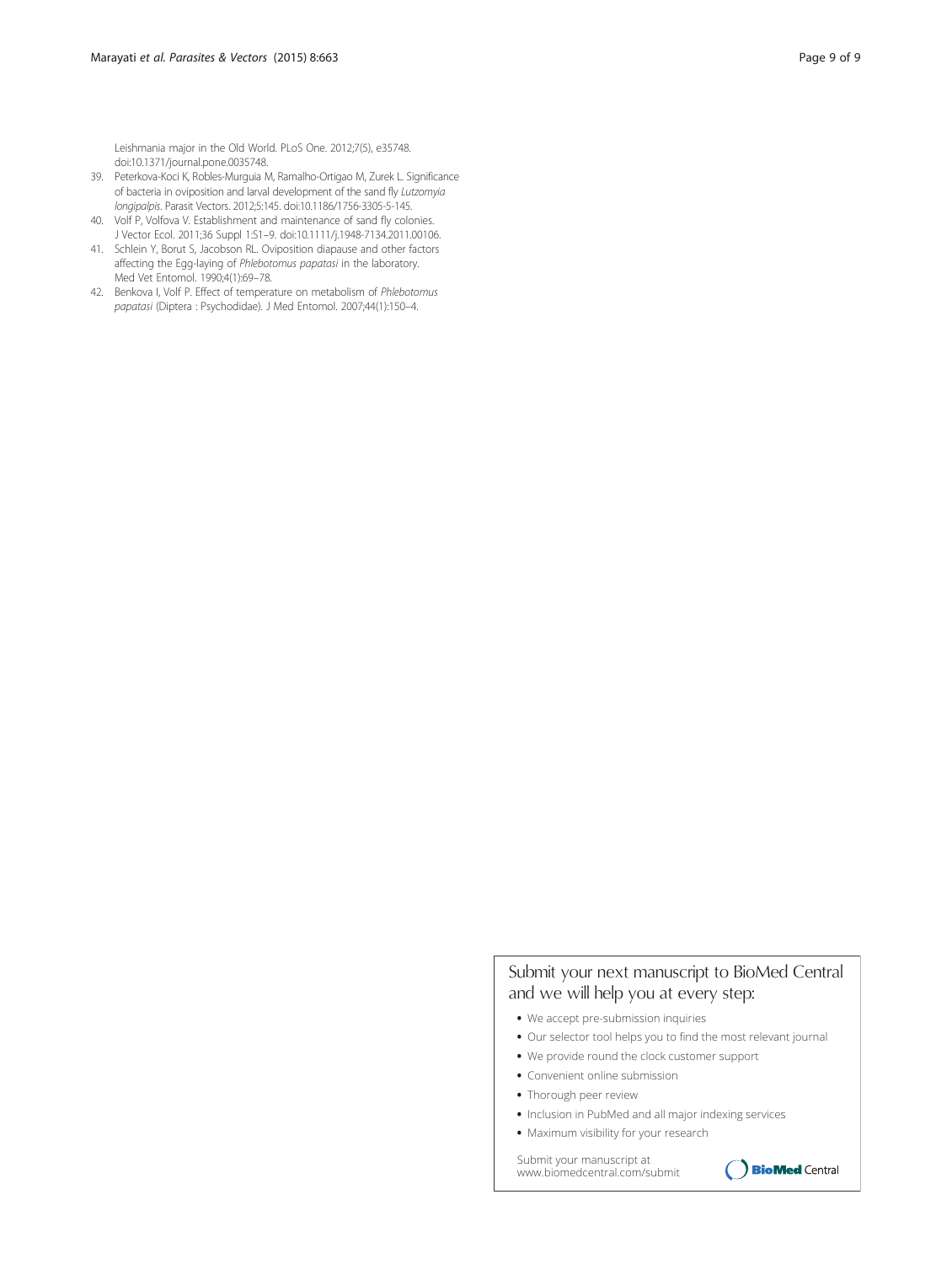Leishmania major in the Old World. PLoS One. 2012;7(5), e35748. doi:10.1371/journal.pone.0035748.

39. Peterkova-Koci K, Robles-Murguia M, Ramalho-Ortigao M, Zurek L. Significance of bacteria in oviposition and larval development of the sand fly *Lutzomyia longipalpis*. Parasit Vectors. 2012;5:145. doi:10.1186/1756-3305-5-145.
40. Volf P, Volfova V. Establishment and maintenance of sand fly colonies. J Vector Ecol. 2011;36 Suppl 1:S1–9. doi:10.1111/j.1948-7134.2011.00106.
41. Schlein Y, Borut S, Jacobson RL. Oviposition diapause and other factors affecting the Egg-laying of *Phlebotomus papatasi* in the laboratory. Med Vet Entomol. 1990;4(1):69–78.
42. Benkova I, Volf P. Effect of temperature on metabolism of *Phlebotomus papatasi* (Diptera : Psychodidae). J Med Entomol. 2007;44(1):150–4.

Submit your next manuscript to BioMed Central and we will help you at every step:

- We accept pre-submission inquiries
- Our selector tool helps you to find the most relevant journal
- We provide round the clock customer support
- Convenient online submission
- Thorough peer review
- Inclusion in PubMed and all major indexing services
- Maximum visibility for your research

Submit your manuscript at www.biomedcentral.com/submit

BioMed Central